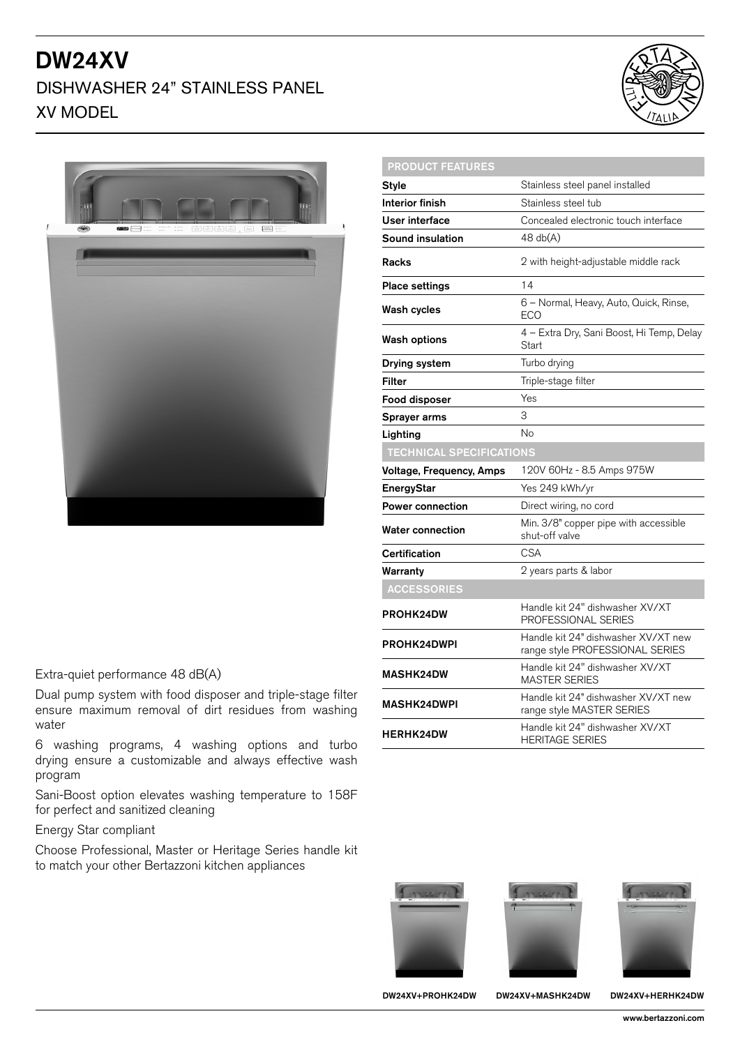# DW24XV

## DISHWASHER 24" STAINLESS PANEL

## XV MODEL

Extra-quiet performance 48 dB(A)

Dual pump system with food disposer and triple-stage filter ensure maximum removal of dirt residues from washing water

6 washing programs, 4 washing options and turbo drying ensure a customizable and always effective wash program

Sani-Boost option elevates washing temperature to 158F for perfect and sanitized cleaning

Energy Star compliant

Choose Professional, Master or Heritage Series handle kit to match your other Bertazzoni kitchen appliances

| PRODUCT FEATURES | |
|---|---|
| **Style** | Stainless steel panel installed |
| **Interior finish** | Stainless steel tub |
| **User interface** | Concealed electronic touch interface |
| **Sound insulation** | 48 db(A) |
| **Racks** | 2 with height-adjustable middle rack |
| **Place settings** | 14 |
| **Wash cycles** | 6 – Normal, Heavy, Auto, Quick, Rinse, ECO |
| **Wash options** | 4 – Extra Dry, Sani Boost, Hi Temp, Delay Start |
| **Drying system** | Turbo drying |
| **Filter** | Triple-stage filter |
| **Food disposer** | Yes |
| **Sprayer arms** | 3 |
| **Lighting** | No |
| **TECHNICAL SPECIFICATIONS** | |
| **Voltage, Frequency, Amps** | 120V 60Hz - 8.5 Amps 975W |
| **EnergyStar** | Yes 249 kWh/yr |
| **Power connection** | Direct wiring, no cord |
| **Water connection** | Min. 3/8" copper pipe with accessible shut-off valve |
| **Certification** | CSA |
| **Warranty** | 2 years parts & labor |
| **ACCESSORIES** | |
| **PROHK24DW** | Handle kit 24" dishwasher XV/XT PROFESSIONAL SERIES |
| **PROHK24DWPI** | Handle kit 24" dishwasher XV/XT new range style PROFESSIONAL SERIES |
| **MASHK24DW** | Handle kit 24" dishwasher XV/XT MASTER SERIES |
| **MASHK24DWPI** | Handle kit 24" dishwasher XV/XT new range style MASTER SERIES |
| **HERHK24DW** | Handle kit 24" dishwasher XV/XT HERITAGE SERIES |

DW24XV+PROHK24DW

DW24XV+MASHK24DW

DW24XV+HERHK24DW

www.bertazzoni.com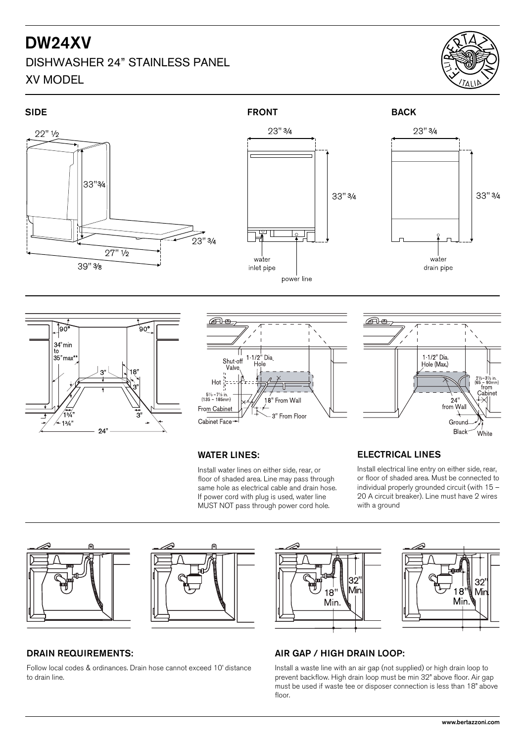# DW24XV

DISHWASHER 24" STAINLESS PANEL

XV MODEL

SIDE

22" 1/2

33" 3/4

27" 1/2

39" 3/8

23" 3/4

FRONT

23" 3/4

33" 3/4

water inlet pipe

power line

BACK

23" 3/4

33" 3/4

water drain pipe

90°

90°

34" min to 35" max**

3"

18"

3"

1 3/4"

1 3/4"

3"

24"

Shut-off Valve

1-1/2" Dia. Hole

Hot

5 1/3 ~ 7 1/3 in. (135 ~ 185mm)

From Cabinet

Cabinet Face

18" From Wall

3" From Floor

1-1/2" Dia. Hole (Max.)

2 1/2 ~ 3 1/2 in. (65 ~ 90mm) from Cabinet

24" from Wall

Ground

Black

White

## WATER LINES:

Install water lines on either side, rear, or floor of shaded area. Line may pass through same hole as electrical cable and drain hose. If power cord with plug is used, water line MUST NOT pass through power cord hole.

## ELECTRICAL LINES

Install electrical line entry on either side, rear, or floor of shaded area. Must be connected to individual properly grounded circuit (with 15 – 20 A circuit breaker). Line must have 2 wires with a ground

32" Min.

18" Min.

32" Min.

18" Min.

## DRAIN REQUIREMENTS:

Follow local codes & ordinances. Drain hose cannot exceed 10' distance to drain line.

## AIR GAP / HIGH DRAIN LOOP:

Install a waste line with an air gap (not supplied) or high drain loop to prevent backflow. High drain loop must be min 32" above floor. Air gap must be used if waste tee or disposer connection is less than 18" above floor.

www.bertazzoni.com